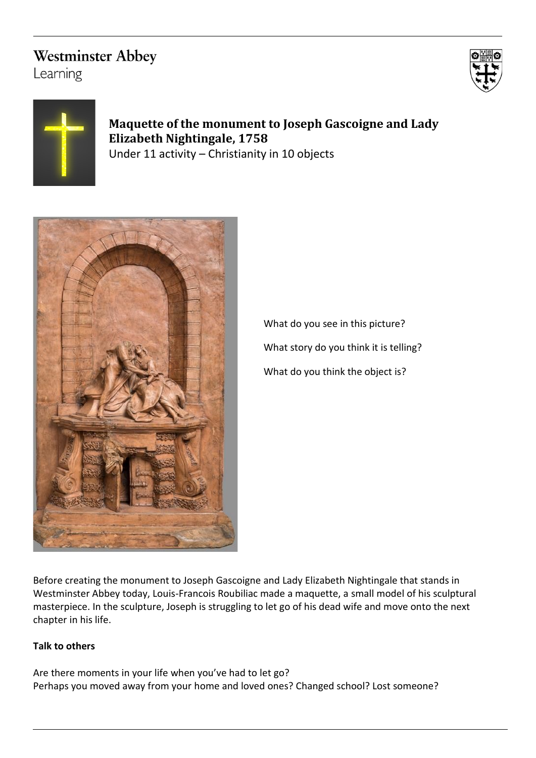Westminster Abbey
Learning

## Maquette of the monument to Joseph Gascoigne and Lady Elizabeth Nightingale, 1758

Under 11 activity – Christianity in 10 objects

What do you see in this picture?

What story do you think it is telling?

What do you think the object is?

Before creating the monument to Joseph Gascoigne and Lady Elizabeth Nightingale that stands in Westminster Abbey today, Louis-Francois Roubiliac made a maquette, a small model of his sculptural masterpiece. In the sculpture, Joseph is struggling to let go of his dead wife and move onto the next chapter in his life.

**Talk to others**

Are there moments in your life when you've had to let go?
Perhaps you moved away from your home and loved ones? Changed school? Lost someone?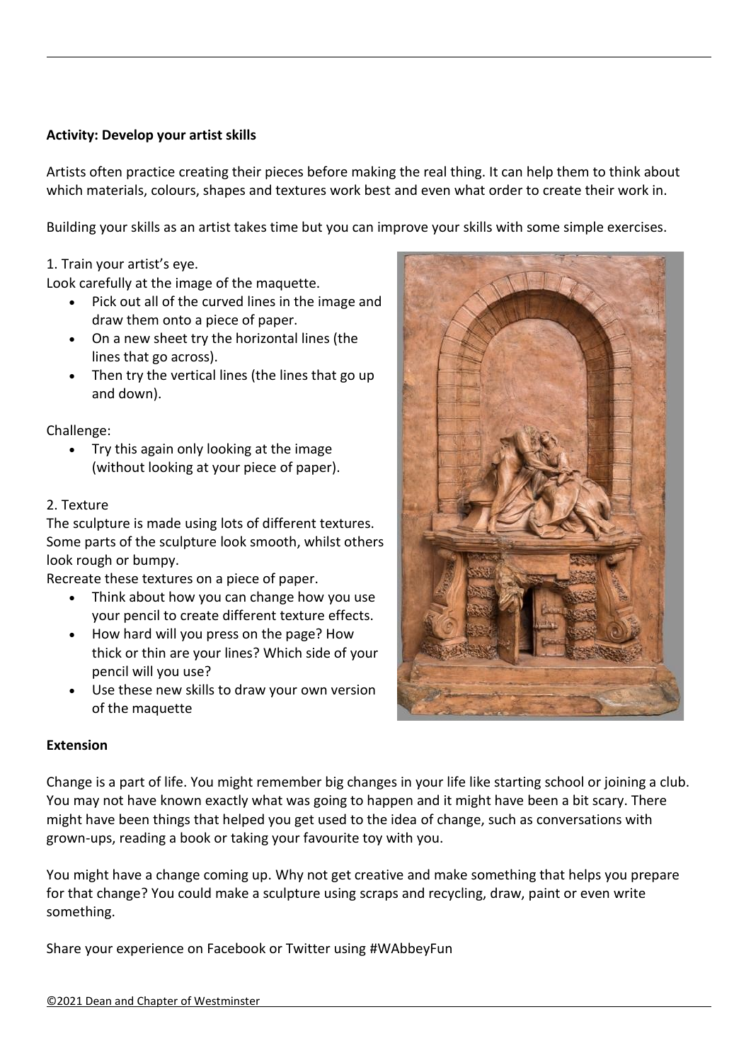**Activity: Develop your artist skills**

Artists often practice creating their pieces before making the real thing. It can help them to think about which materials, colours, shapes and textures work best and even what order to create their work in.

Building your skills as an artist takes time but you can improve your skills with some simple exercises.

1. Train your artist's eye.

Look carefully at the image of the maquette.

- Pick out all of the curved lines in the image and draw them onto a piece of paper.
- On a new sheet try the horizontal lines (the lines that go across).
- Then try the vertical lines (the lines that go up and down).

Challenge:

- Try this again only looking at the image (without looking at your piece of paper).

2. Texture

The sculpture is made using lots of different textures. Some parts of the sculpture look smooth, whilst others look rough or bumpy.

Recreate these textures on a piece of paper.

- Think about how you can change how you use your pencil to create different texture effects.
- How hard will you press on the page? How thick or thin are your lines? Which side of your pencil will you use?
- Use these new skills to draw your own version of the maquette

**Extension**

Change is a part of life. You might remember big changes in your life like starting school or joining a club. You may not have known exactly what was going to happen and it might have been a bit scary. There might have been things that helped you get used to the idea of change, such as conversations with grown-ups, reading a book or taking your favourite toy with you.

You might have a change coming up. Why not get creative and make something that helps you prepare for that change? You could make a sculpture using scraps and recycling, draw, paint or even write something.

Share your experience on Facebook or Twitter using #WAbbeyFun

©2021 Dean and Chapter of Westminster